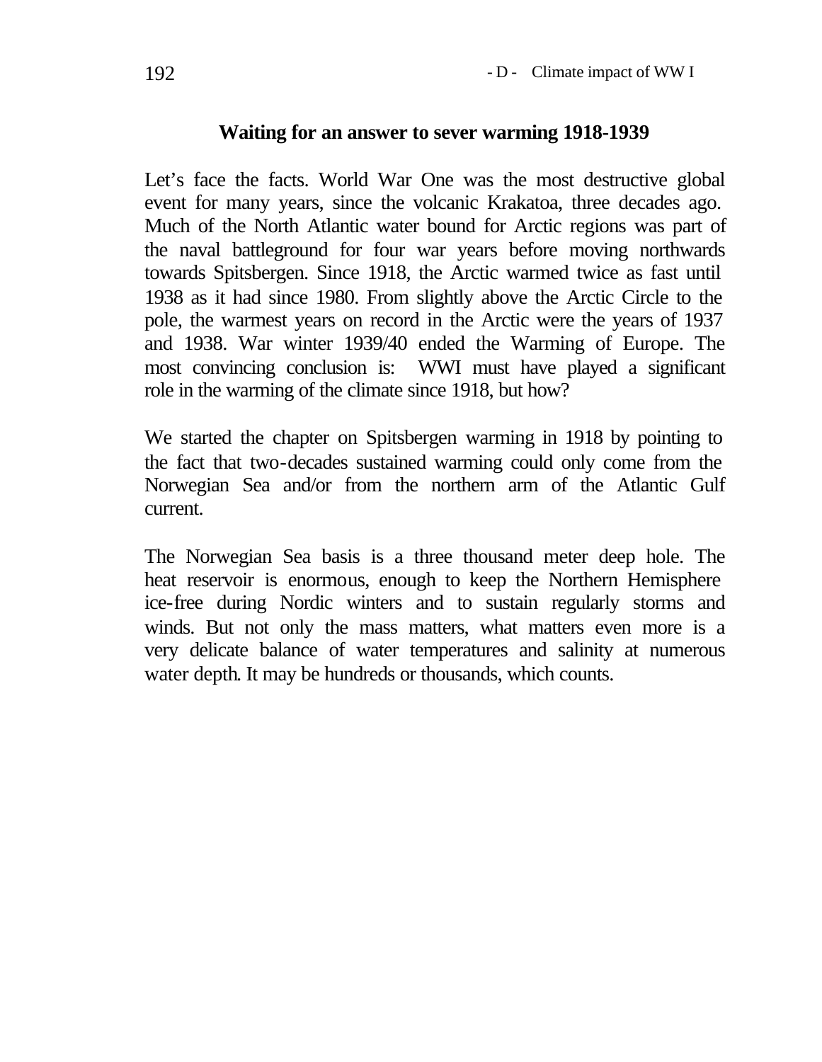## Waiting for an answer to sever warming 1918-1939

Let's face the facts. World War One was the most destructive global event for many years, since the volcanic Krakatoa, three decades ago. Much of the North Atlantic water bound for Arctic regions was part of the naval battleground for four war years before moving northwards towards Spitsbergen. Since 1918, the Arctic warmed twice as fast until 1938 as it had since 1980. From slightly above the Arctic Circle to the pole, the warmest years on record in the Arctic were the years of 1937 and 1938. War winter 1939/40 ended the Warming of Europe. The most convincing conclusion is: WWI must have played a significant role in the warming of the climate since 1918, but how?

We started the chapter on Spitsbergen warming in 1918 by pointing to the fact that two-decades sustained warming could only come from the Norwegian Sea and/or from the northern arm of the Atlantic Gulf current.

The Norwegian Sea basis is a three thousand meter deep hole. The heat reservoir is enormous, enough to keep the Northern Hemisphere ice-free during Nordic winters and to sustain regularly storms and winds. But not only the mass matters, what matters even more is a very delicate balance of water temperatures and salinity at numerous water depth. It may be hundreds or thousands, which counts.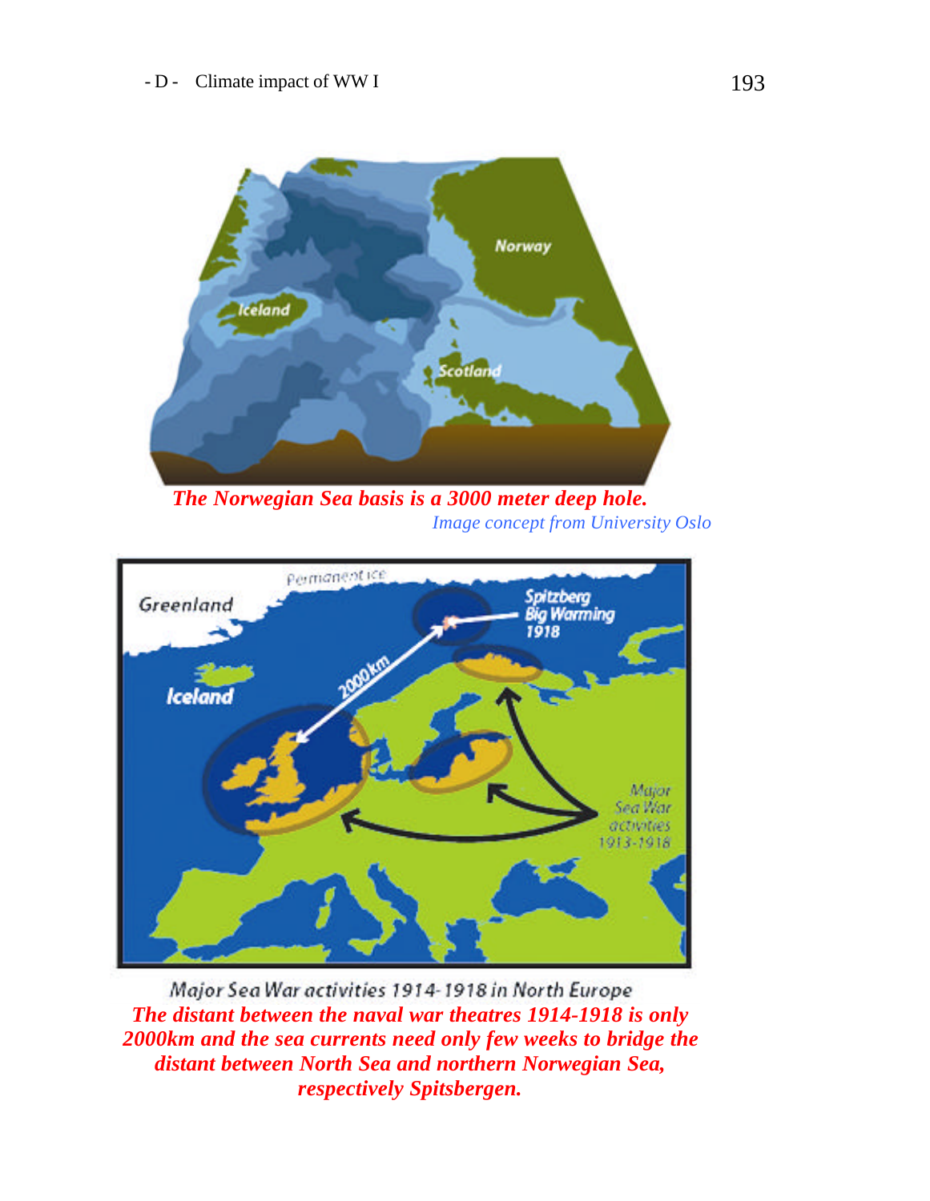*The Norwegian Sea basis is a 3000 meter deep hole.*

*Image concept from University Oslo*

Major Sea War activities 1914-1918 in North Europe

*The distant between the naval war theatres 1914-1918 is only 2000km and the sea currents need only few weeks to bridge the distant between North Sea and northern Norwegian Sea, respectively Spitsbergen.*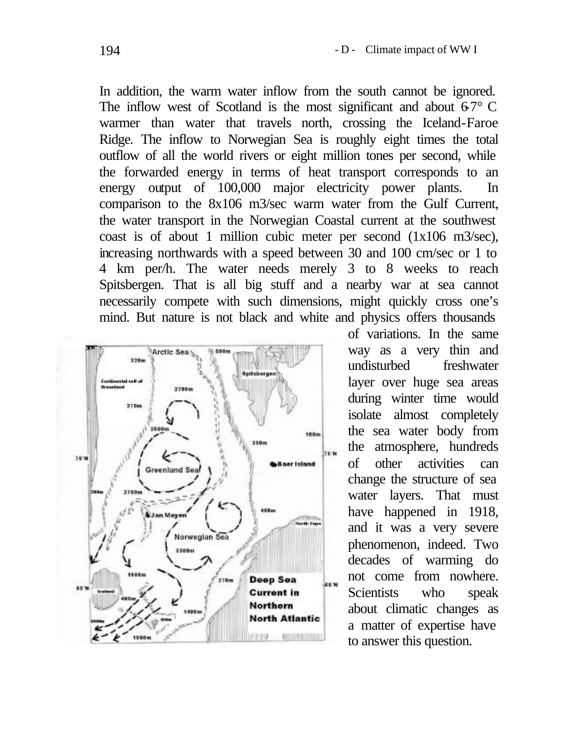In addition, the warm water inflow from the south cannot be ignored. The inflow west of Scotland is the most significant and about 6-7° C warmer than water that travels north, crossing the Iceland-Faroe Ridge. The inflow to Norwegian Sea is roughly eight times the total outflow of all the world rivers or eight million tones per second, while the forwarded energy in terms of heat transport corresponds to an energy output of 100,000 major electricity power plants. In comparison to the 8x106 m3/sec warm water from the Gulf Current, the water transport in the Norwegian Coastal current at the southwest coast is of about 1 million cubic meter per second (1x106 m3/sec), increasing northwards with a speed between 30 and 100 cm/sec or 1 to 4 km per/h. The water needs merely 3 to 8 weeks to reach Spitsbergen. That is all big stuff and a nearby war at sea cannot necessarily compete with such dimensions, might quickly cross one's mind. But nature is not black and white and physics offers thousands of variations. In the same way as a very thin and undisturbed freshwater layer over huge sea areas during winter time would isolate almost completely the sea water body from the atmosphere, hundreds of other activities can change the structure of sea water layers. That must have happened in 1918, and it was a very severe phenomenon, indeed. Two decades of warming do not come from nowhere. Scientists who speak about climatic changes as a matter of expertise have to answer this question.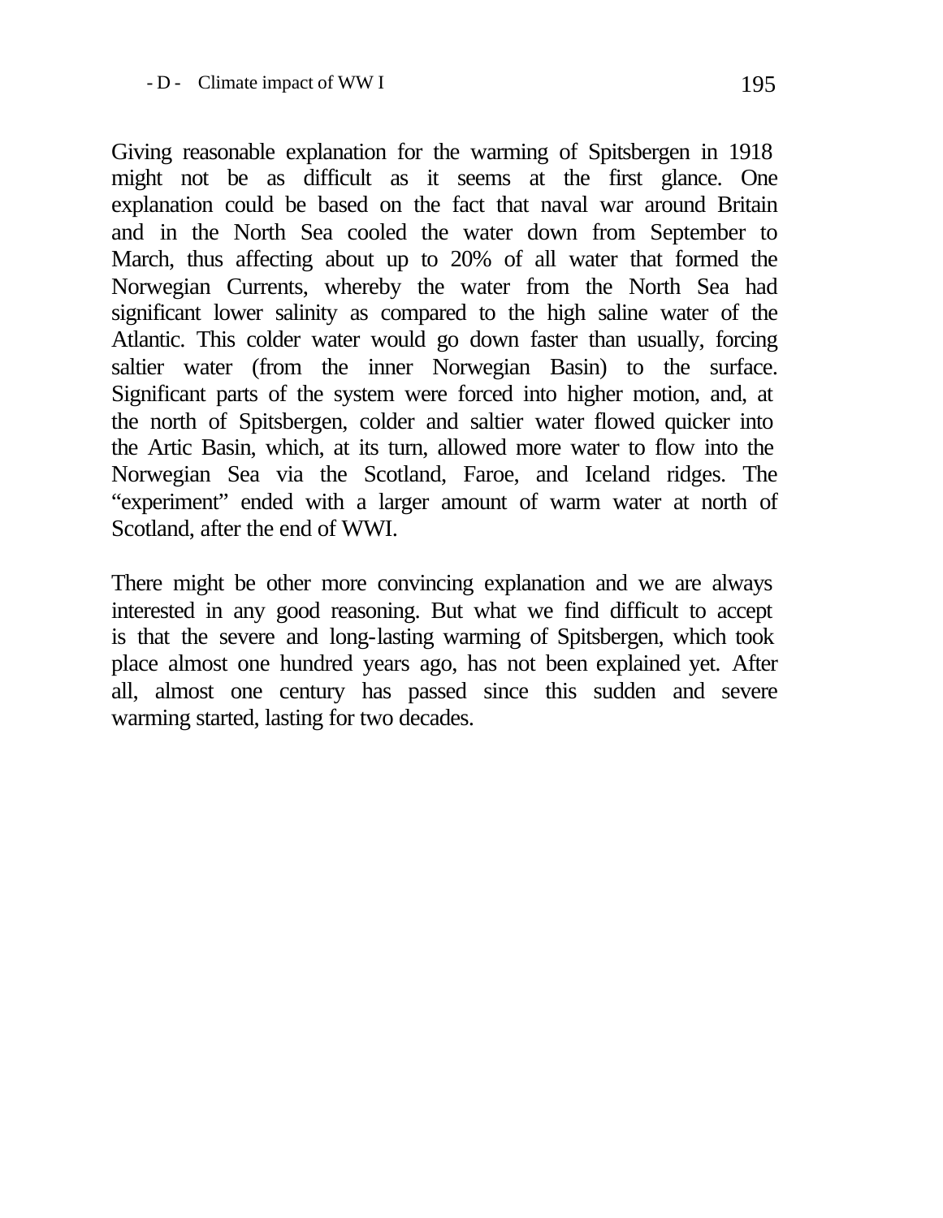Giving reasonable explanation for the warming of Spitsbergen in 1918 might not be as difficult as it seems at the first glance. One explanation could be based on the fact that naval war around Britain and in the North Sea cooled the water down from September to March, thus affecting about up to 20% of all water that formed the Norwegian Currents, whereby the water from the North Sea had significant lower salinity as compared to the high saline water of the Atlantic. This colder water would go down faster than usually, forcing saltier water (from the inner Norwegian Basin) to the surface. Significant parts of the system were forced into higher motion, and, at the north of Spitsbergen, colder and saltier water flowed quicker into the Artic Basin, which, at its turn, allowed more water to flow into the Norwegian Sea via the Scotland, Faroe, and Iceland ridges. The "experiment" ended with a larger amount of warm water at north of Scotland, after the end of WWI.

There might be other more convincing explanation and we are always interested in any good reasoning. But what we find difficult to accept is that the severe and long-lasting warming of Spitsbergen, which took place almost one hundred years ago, has not been explained yet. After all, almost one century has passed since this sudden and severe warming started, lasting for two decades.